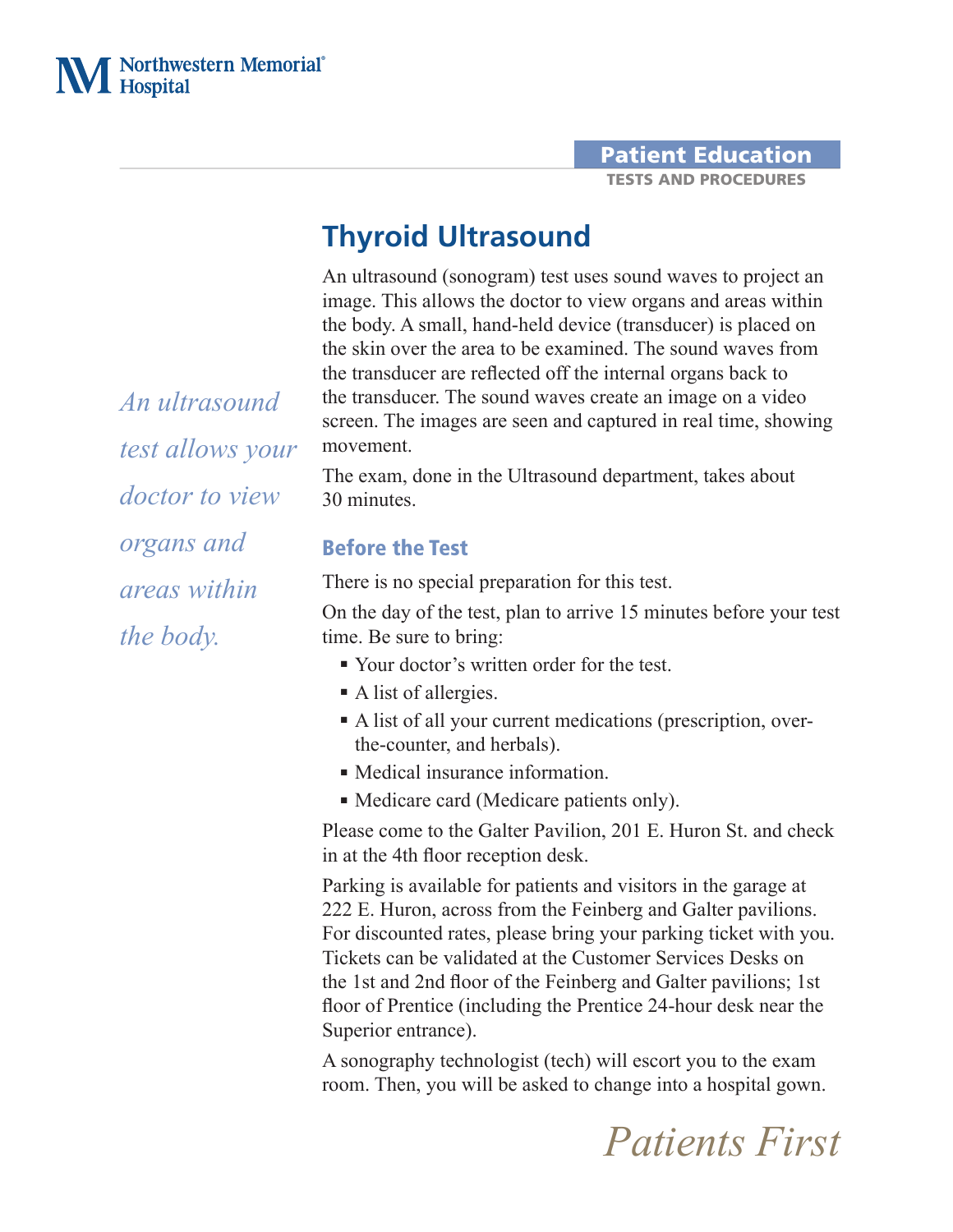Northwestern Memorial Hospital

**Patient Education**
TESTS AND PROCEDURES

# Thyroid Ultrasound

*An ultrasound test allows your doctor to view organs and areas within the body.*

An ultrasound (sonogram) test uses sound waves to project an image. This allows the doctor to view organs and areas within the body. A small, hand-held device (transducer) is placed on the skin over the area to be examined. The sound waves from the transducer are reflected off the internal organs back to the transducer. The sound waves create an image on a video screen. The images are seen and captured in real time, showing movement.

The exam, done in the Ultrasound department, takes about 30 minutes.

## Before the Test

There is no special preparation for this test.

On the day of the test, plan to arrive 15 minutes before your test time. Be sure to bring:

- Your doctor's written order for the test.
- A list of allergies.
- A list of all your current medications (prescription, over-the-counter, and herbals).
- Medical insurance information.
- Medicare card (Medicare patients only).

Please come to the Galter Pavilion, 201 E. Huron St. and check in at the 4th floor reception desk.

Parking is available for patients and visitors in the garage at 222 E. Huron, across from the Feinberg and Galter pavilions. For discounted rates, please bring your parking ticket with you. Tickets can be validated at the Customer Services Desks on the 1st and 2nd floor of the Feinberg and Galter pavilions; 1st floor of Prentice (including the Prentice 24-hour desk near the Superior entrance).

A sonography technologist (tech) will escort you to the exam room. Then, you will be asked to change into a hospital gown.

*Patients First*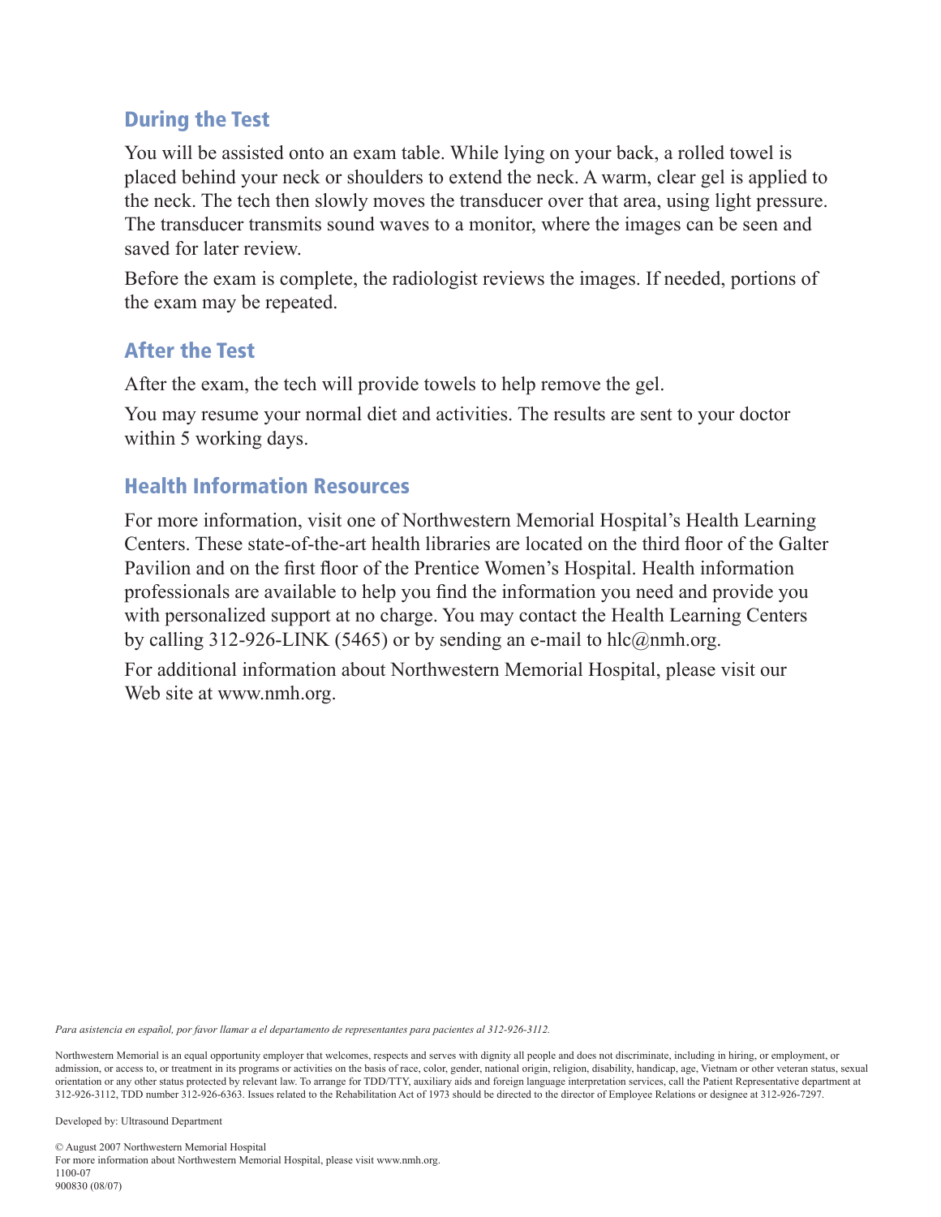## During the Test

You will be assisted onto an exam table. While lying on your back, a rolled towel is placed behind your neck or shoulders to extend the neck. A warm, clear gel is applied to the neck. The tech then slowly moves the transducer over that area, using light pressure. The transducer transmits sound waves to a monitor, where the images can be seen and saved for later review.

Before the exam is complete, the radiologist reviews the images. If needed, portions of the exam may be repeated.

## After the Test

After the exam, the tech will provide towels to help remove the gel.

You may resume your normal diet and activities. The results are sent to your doctor within 5 working days.

## Health Information Resources

For more information, visit one of Northwestern Memorial Hospital's Health Learning Centers. These state-of-the-art health libraries are located on the third floor of the Galter Pavilion and on the first floor of the Prentice Women's Hospital. Health information professionals are available to help you find the information you need and provide you with personalized support at no charge. You may contact the Health Learning Centers by calling 312-926-LINK (5465) or by sending an e-mail to hlc@nmh.org.

For additional information about Northwestern Memorial Hospital, please visit our Web site at www.nmh.org.

*Para asistencia en español, por favor llamar a el departamento de representantes para pacientes al 312-926-3112.*

Northwestern Memorial is an equal opportunity employer that welcomes, respects and serves with dignity all people and does not discriminate, including in hiring, or employment, or admission, or access to, or treatment in its programs or activities on the basis of race, color, gender, national origin, religion, disability, handicap, age, Vietnam or other veteran status, sexual orientation or any other status protected by relevant law. To arrange for TDD/TTY, auxiliary aids and foreign language interpretation services, call the Patient Representative department at 312-926-3112, TDD number 312-926-6363. Issues related to the Rehabilitation Act of 1973 should be directed to the director of Employee Relations or designee at 312-926-7297.

Developed by: Ultrasound Department

© August 2007 Northwestern Memorial Hospital
For more information about Northwestern Memorial Hospital, please visit www.nmh.org.
1100-07
900830 (08/07)